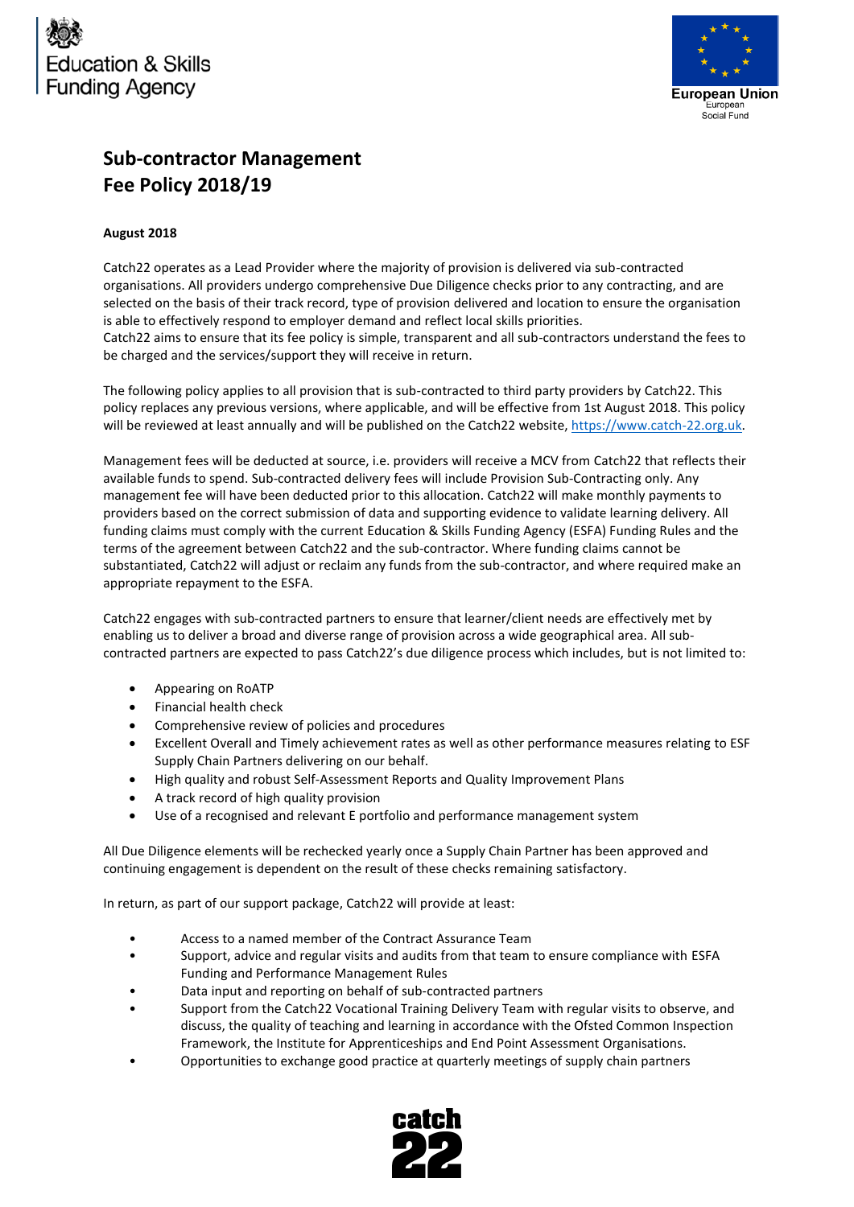# Sub-contractor Management Fee Policy 2018/19

**August 2018**

Catch22 operates as a Lead Provider where the majority of provision is delivered via sub-contracted organisations. All providers undergo comprehensive Due Diligence checks prior to any contracting, and are selected on the basis of their track record, type of provision delivered and location to ensure the organisation is able to effectively respond to employer demand and reflect local skills priorities.
Catch22 aims to ensure that its fee policy is simple, transparent and all sub-contractors understand the fees to be charged and the services/support they will receive in return.

The following policy applies to all provision that is sub-contracted to third party providers by Catch22. This policy replaces any previous versions, where applicable, and will be effective from 1st August 2018. This policy will be reviewed at least annually and will be published on the Catch22 website, https://www.catch-22.org.uk.

Management fees will be deducted at source, i.e. providers will receive a MCV from Catch22 that reflects their available funds to spend. Sub-contracted delivery fees will include Provision Sub-Contracting only. Any management fee will have been deducted prior to this allocation. Catch22 will make monthly payments to providers based on the correct submission of data and supporting evidence to validate learning delivery. All funding claims must comply with the current Education & Skills Funding Agency (ESFA) Funding Rules and the terms of the agreement between Catch22 and the sub-contractor. Where funding claims cannot be substantiated, Catch22 will adjust or reclaim any funds from the sub-contractor, and where required make an appropriate repayment to the ESFA.

Catch22 engages with sub-contracted partners to ensure that learner/client needs are effectively met by enabling us to deliver a broad and diverse range of provision across a wide geographical area. All sub-contracted partners are expected to pass Catch22's due diligence process which includes, but is not limited to:

- Appearing on RoATP
- Financial health check
- Comprehensive review of policies and procedures
- Excellent Overall and Timely achievement rates as well as other performance measures relating to ESF Supply Chain Partners delivering on our behalf.
- High quality and robust Self-Assessment Reports and Quality Improvement Plans
- A track record of high quality provision
- Use of a recognised and relevant E portfolio and performance management system

All Due Diligence elements will be rechecked yearly once a Supply Chain Partner has been approved and continuing engagement is dependent on the result of these checks remaining satisfactory.

In return, as part of our support package, Catch22 will provide at least:

- Access to a named member of the Contract Assurance Team
- Support, advice and regular visits and audits from that team to ensure compliance with ESFA Funding and Performance Management Rules
- Data input and reporting on behalf of sub-contracted partners
- Support from the Catch22 Vocational Training Delivery Team with regular visits to observe, and discuss, the quality of teaching and learning in accordance with the Ofsted Common Inspection Framework, the Institute for Apprenticeships and End Point Assessment Organisations.
- Opportunities to exchange good practice at quarterly meetings of supply chain partners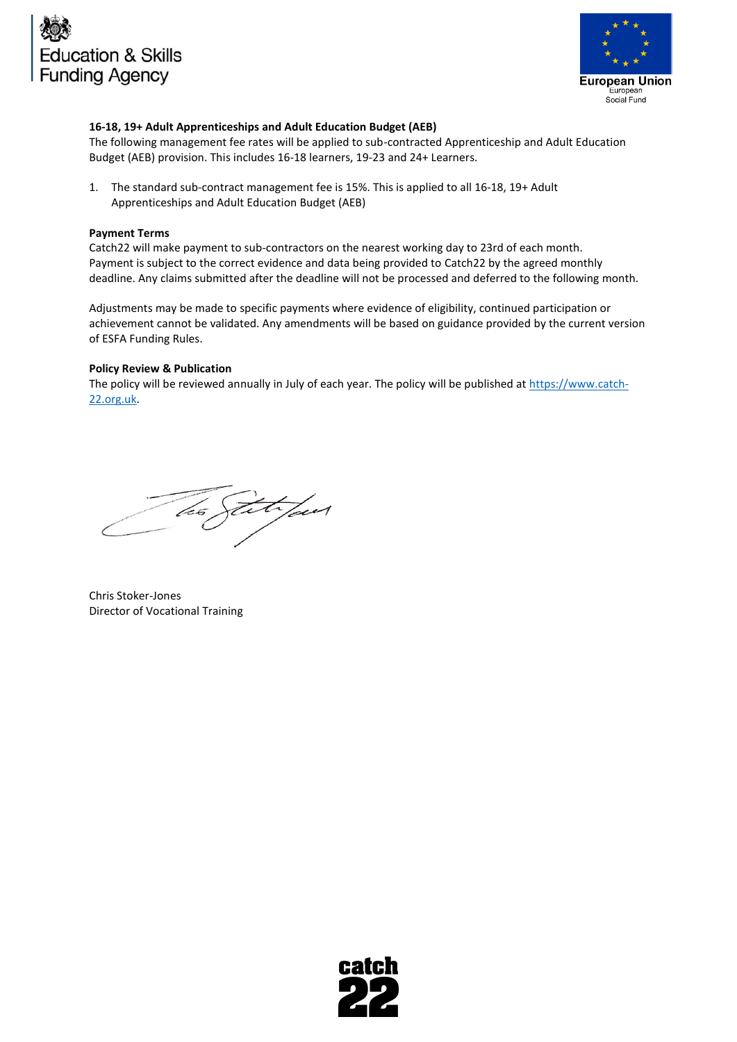**16-18, 19+ Adult Apprenticeships and Adult Education Budget (AEB)**

The following management fee rates will be applied to sub-contracted Apprenticeship and Adult Education Budget (AEB) provision. This includes 16-18 learners, 19-23 and 24+ Learners.

1. The standard sub-contract management fee is 15%. This is applied to all 16-18, 19+ Adult Apprenticeships and Adult Education Budget (AEB)

**Payment Terms**

Catch22 will make payment to sub-contractors on the nearest working day to 23rd of each month. Payment is subject to the correct evidence and data being provided to Catch22 by the agreed monthly deadline. Any claims submitted after the deadline will not be processed and deferred to the following month.

Adjustments may be made to specific payments where evidence of eligibility, continued participation or achievement cannot be validated. Any amendments will be based on guidance provided by the current version of ESFA Funding Rules.

**Policy Review & Publication**

The policy will be reviewed annually in July of each year. The policy will be published at https://www.catch-22.org.uk.

Chris Stoker-Jones
Director of Vocational Training